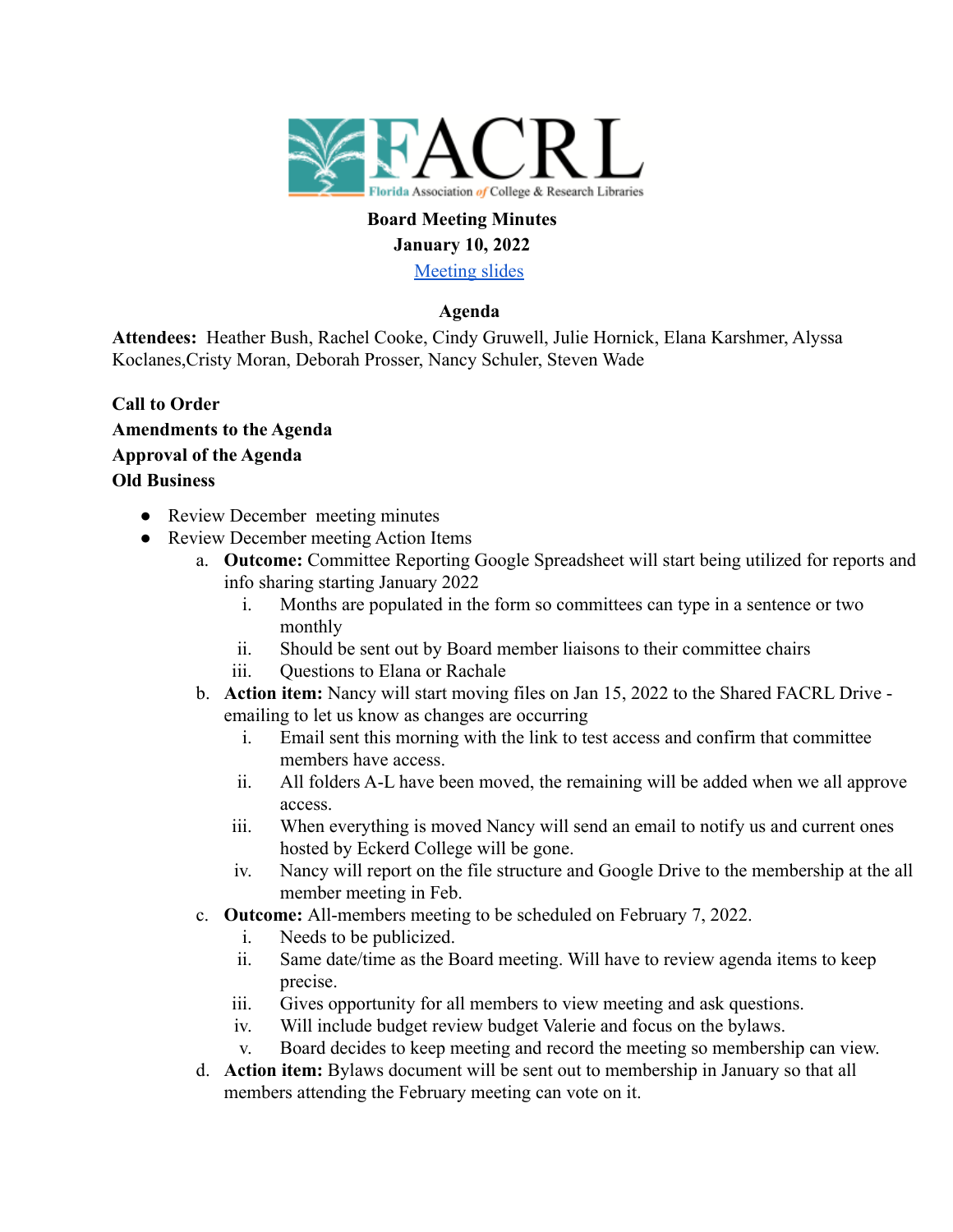**FACRL**
Florida Association of College & Research Libraries

**Board Meeting Minutes**
**January 10, 2022**
[Meeting slides]

**Agenda**

**Attendees:** Heather Bush, Rachel Cooke, Cindy Gruwell, Julie Hornick, Elana Karshmer, Alyssa Koclanes,Cristy Moran, Deborah Prosser, Nancy Schuler, Steven Wade

**Call to Order**
**Amendments to the Agenda**
**Approval of the Agenda**
**Old Business**

- Review December meeting minutes
- Review December meeting Action Items
  a. **Outcome:** Committee Reporting Google Spreadsheet will start being utilized for reports and info sharing starting January 2022
     i. Months are populated in the form so committees can type in a sentence or two monthly
     ii. Should be sent out by Board member liaisons to their committee chairs
     iii. Questions to Elana or Rachale
  b. **Action item:** Nancy will start moving files on Jan 15, 2022 to the Shared FACRL Drive - emailing to let us know as changes are occurring
     i. Email sent this morning with the link to test access and confirm that committee members have access.
     ii. All folders A-L have been moved, the remaining will be added when we all approve access.
     iii. When everything is moved Nancy will send an email to notify us and current ones hosted by Eckerd College will be gone.
     iv. Nancy will report on the file structure and Google Drive to the membership at the all member meeting in Feb.
  c. **Outcome:** All-members meeting to be scheduled on February 7, 2022.
     i. Needs to be publicized.
     ii. Same date/time as the Board meeting. Will have to review agenda items to keep precise.
     iii. Gives opportunity for all members to view meeting and ask questions.
     iv. Will include budget review budget Valerie and focus on the bylaws.
     v. Board decides to keep meeting and record the meeting so membership can view.
  d. **Action item:** Bylaws document will be sent out to membership in January so that all members attending the February meeting can vote on it.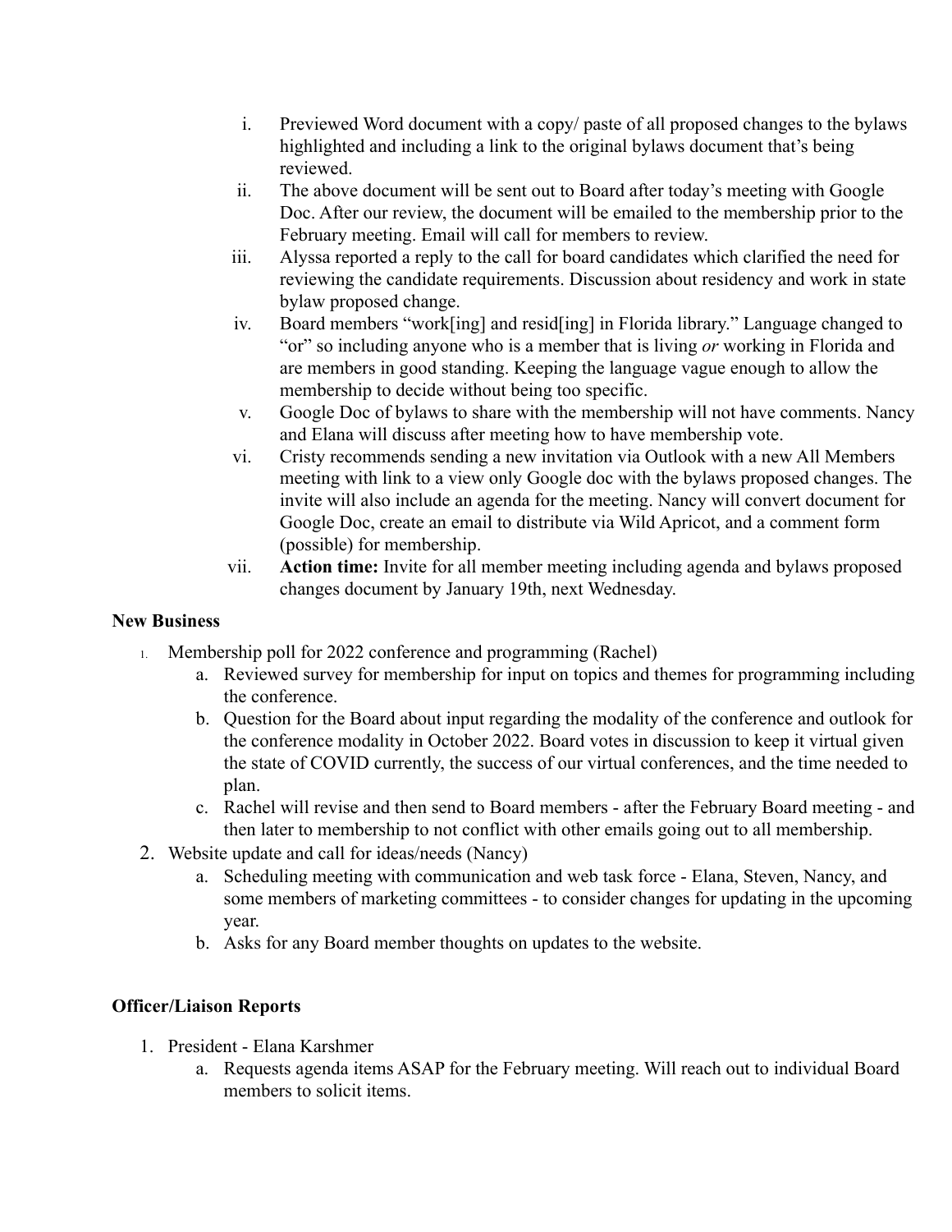i. Previewed Word document with a copy/ paste of all proposed changes to the bylaws highlighted and including a link to the original bylaws document that's being reviewed.

ii. The above document will be sent out to Board after today's meeting with Google Doc. After our review, the document will be emailed to the membership prior to the February meeting. Email will call for members to review.

iii. Alyssa reported a reply to the call for board candidates which clarified the need for reviewing the candidate requirements. Discussion about residency and work in state bylaw proposed change.

iv. Board members "work[ing] and resid[ing] in Florida library." Language changed to "or" so including anyone who is a member that is living *or* working in Florida and are members in good standing. Keeping the language vague enough to allow the membership to decide without being too specific.

v. Google Doc of bylaws to share with the membership will not have comments. Nancy and Elana will discuss after meeting how to have membership vote.

vi. Cristy recommends sending a new invitation via Outlook with a new All Members meeting with link to a view only Google doc with the bylaws proposed changes. The invite will also include an agenda for the meeting. Nancy will convert document for Google Doc, create an email to distribute via Wild Apricot, and a comment form (possible) for membership.

vii. **Action time:** Invite for all member meeting including agenda and bylaws proposed changes document by January 19th, next Wednesday.

**New Business**

1. Membership poll for 2022 conference and programming (Rachel)
   a. Reviewed survey for membership for input on topics and themes for programming including the conference.
   b. Question for the Board about input regarding the modality of the conference and outlook for the conference modality in October 2022. Board votes in discussion to keep it virtual given the state of COVID currently, the success of our virtual conferences, and the time needed to plan.
   c. Rachel will revise and then send to Board members - after the February Board meeting - and then later to membership to not conflict with other emails going out to all membership.
2. Website update and call for ideas/needs (Nancy)
   a. Scheduling meeting with communication and web task force - Elana, Steven, Nancy, and some members of marketing committees - to consider changes for updating in the upcoming year.
   b. Asks for any Board member thoughts on updates to the website.

**Officer/Liaison Reports**

1. President - Elana Karshmer
   a. Requests agenda items ASAP for the February meeting. Will reach out to individual Board members to solicit items.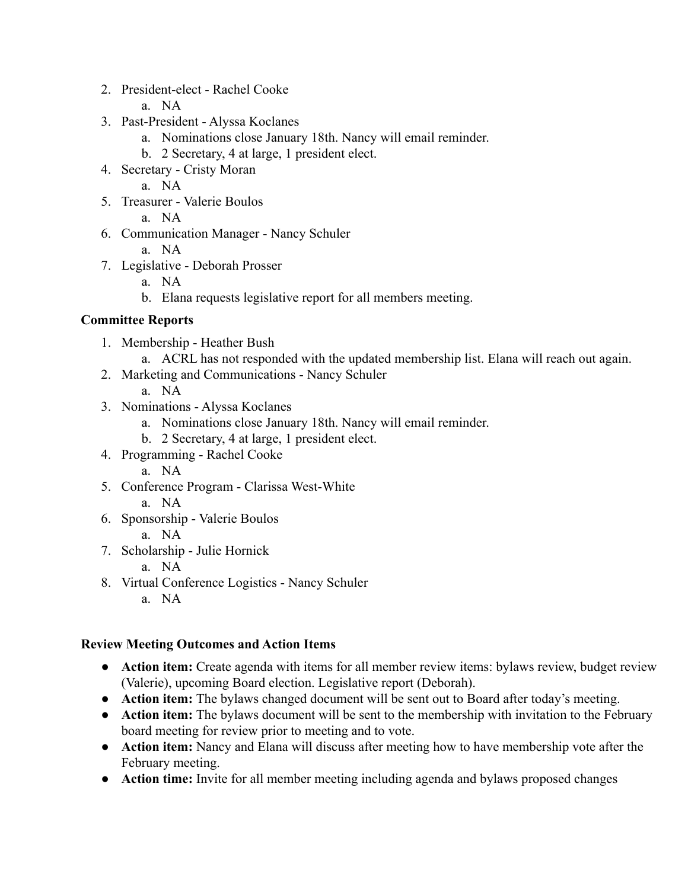2. President-elect - Rachel Cooke
    a. NA
3. Past-President - Alyssa Koclanes
    a. Nominations close January 18th. Nancy will email reminder.
    b. 2 Secretary, 4 at large, 1 president elect.
4. Secretary - Cristy Moran
    a. NA
5. Treasurer - Valerie Boulos
    a. NA
6. Communication Manager - Nancy Schuler
    a. NA
7. Legislative - Deborah Prosser
    a. NA
    b. Elana requests legislative report for all members meeting.

**Committee Reports**

1. Membership - Heather Bush
    a. ACRL has not responded with the updated membership list. Elana will reach out again.
2. Marketing and Communications - Nancy Schuler
    a. NA
3. Nominations - Alyssa Koclanes
    a. Nominations close January 18th. Nancy will email reminder.
    b. 2 Secretary, 4 at large, 1 president elect.
4. Programming - Rachel Cooke
    a. NA
5. Conference Program - Clarissa West-White
    a. NA
6. Sponsorship - Valerie Boulos
    a. NA
7. Scholarship - Julie Hornick
    a. NA
8. Virtual Conference Logistics - Nancy Schuler
    a. NA

**Review Meeting Outcomes and Action Items**

- **Action item:** Create agenda with items for all member review items: bylaws review, budget review (Valerie), upcoming Board election. Legislative report (Deborah).
- **Action item:** The bylaws changed document will be sent out to Board after today's meeting.
- **Action item:** The bylaws document will be sent to the membership with invitation to the February board meeting for review prior to meeting and to vote.
- **Action item:** Nancy and Elana will discuss after meeting how to have membership vote after the February meeting.
- **Action time:** Invite for all member meeting including agenda and bylaws proposed changes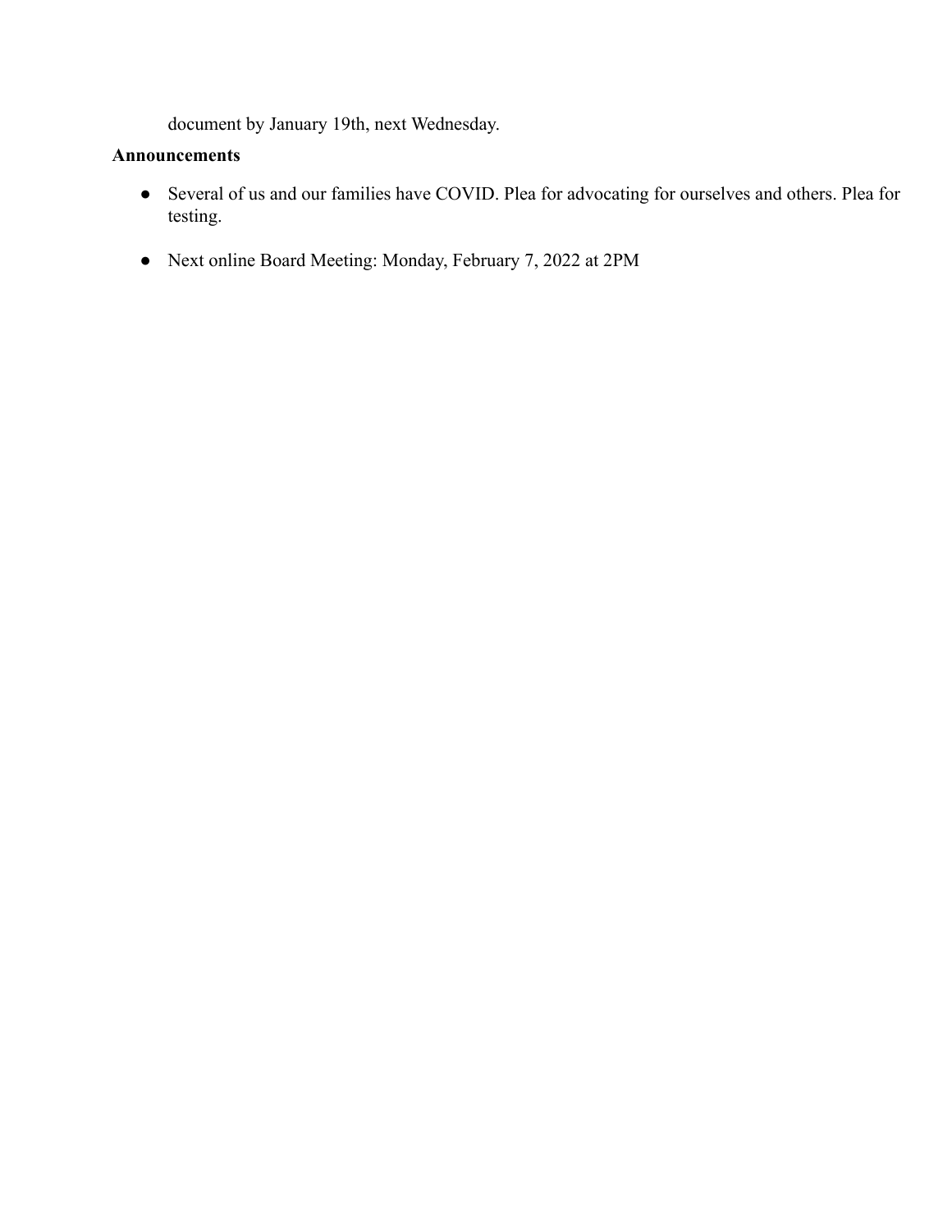document by January 19th, next Wednesday.

**Announcements**

- Several of us and our families have COVID. Plea for advocating for ourselves and others. Plea for testing.
- Next online Board Meeting: Monday, February 7, 2022 at 2PM